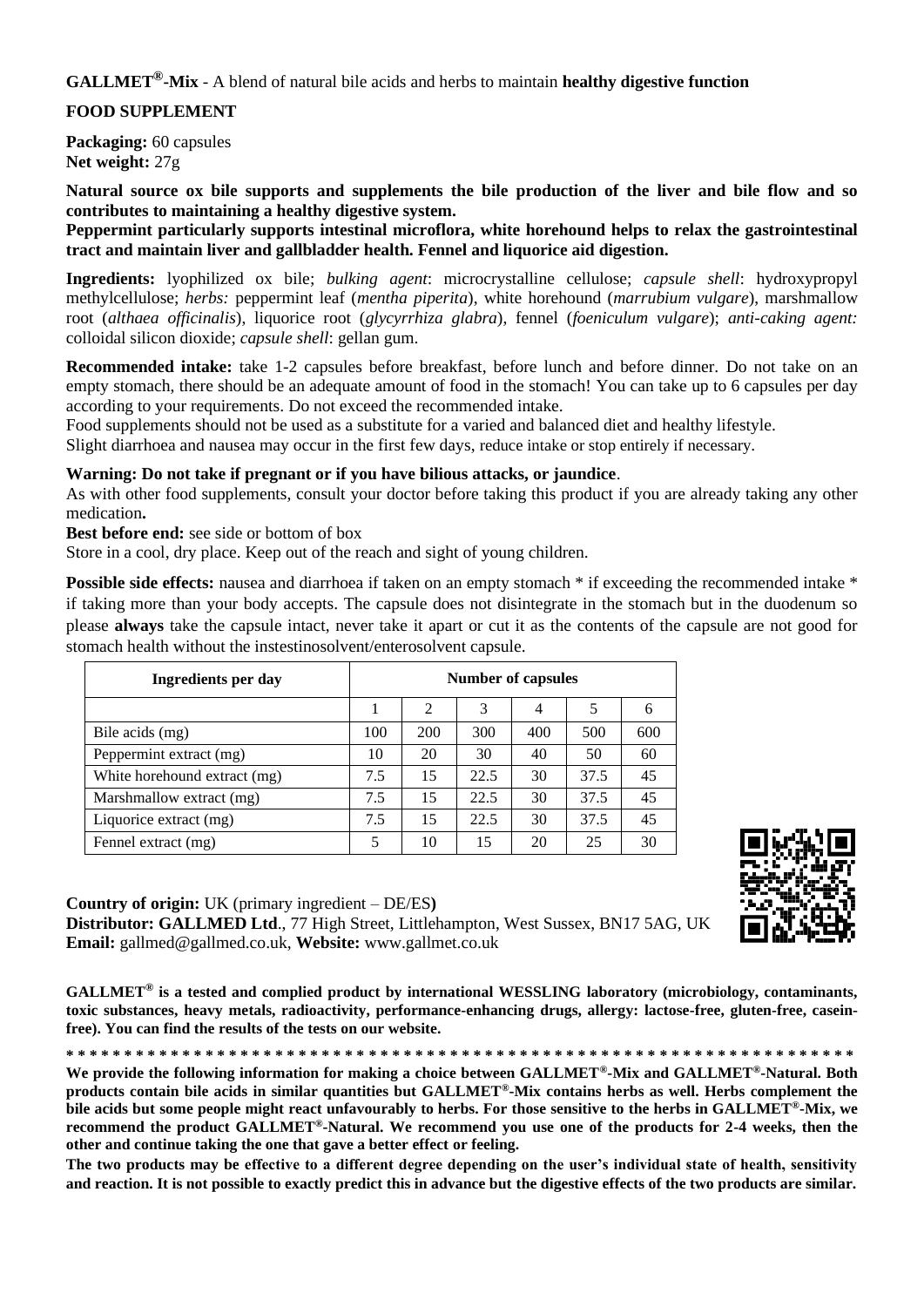**GALLMET®-Mix** - A blend of natural bile acids and herbs to maintain **healthy digestive function**

**FOOD SUPPLEMENT**

**Packaging:** 60 capsules
**Net weight:** 27g

**Natural source ox bile supports and supplements the bile production of the liver and bile flow and so contributes to maintaining a healthy digestive system.**
**Peppermint particularly supports intestinal microflora, white horehound helps to relax the gastrointestinal tract and maintain liver and gallbladder health. Fennel and liquorice aid digestion.**

**Ingredients:** lyophilized ox bile; *bulking agent*: microcrystalline cellulose; *capsule shell*: hydroxypropyl methylcellulose; *herbs:* peppermint leaf (*mentha piperita*), white horehound (*marrubium vulgare*), marshmallow root (*althaea officinalis*), liquorice root (*glycyrrhiza glabra*), fennel (*foeniculum vulgare*); *anti-caking agent:* colloidal silicon dioxide; *capsule shell*: gellan gum.

**Recommended intake:** take 1-2 capsules before breakfast, before lunch and before dinner. Do not take on an empty stomach, there should be an adequate amount of food in the stomach! You can take up to 6 capsules per day according to your requirements. Do not exceed the recommended intake.
Food supplements should not be used as a substitute for a varied and balanced diet and healthy lifestyle.
Slight diarrhoea and nausea may occur in the first few days, reduce intake or stop entirely if necessary.

**Warning: Do not take if pregnant or if you have bilious attacks, or jaundice**.
As with other food supplements, consult your doctor before taking this product if you are already taking any other medication**.**
**Best before end:** see side or bottom of box
Store in a cool, dry place. Keep out of the reach and sight of young children.

**Possible side effects:** nausea and diarrhoea if taken on an empty stomach * if exceeding the recommended intake * if taking more than your body accepts. The capsule does not disintegrate in the stomach but in the duodenum so please **always** take the capsule intact, never take it apart or cut it as the contents of the capsule are not good for stomach health without the instestinosolvent/enterosolvent capsule.

| Ingredients per day | Number of capsules | | | | | |
|---|---|---|---|---|---|---|
| | 1 | 2 | 3 | 4 | 5 | 6 |
| Bile acids (mg) | 100 | 200 | 300 | 400 | 500 | 600 |
| Peppermint extract (mg) | 10 | 20 | 30 | 40 | 50 | 60 |
| White horehound extract (mg) | 7.5 | 15 | 22.5 | 30 | 37.5 | 45 |
| Marshmallow extract (mg) | 7.5 | 15 | 22.5 | 30 | 37.5 | 45 |
| Liquorice extract (mg) | 7.5 | 15 | 22.5 | 30 | 37.5 | 45 |
| Fennel extract (mg) | 5 | 10 | 15 | 20 | 25 | 30 |

**Country of origin:** UK (primary ingredient – DE/ES**)**
**Distributor: GALLMED Ltd**., 77 High Street, Littlehampton, West Sussex, BN17 5AG, UK
**Email:** gallmed@gallmed.co.uk, **Website:** www.gallmet.co.uk

**GALLMET® is a tested and complied product by international WESSLING laboratory (microbiology, contaminants, toxic substances, heavy metals, radioactivity, performance-enhancing drugs, allergy: lactose-free, gluten-free, casein-free). You can find the results of the tests on our website.**

**\* \* \* \* \* \* \* \* \* \* \* \* \* \* \* \* \* \* \* \* \* \* \* \* \* \* \* \* \* \* \* \* \* \* \* \* \* \* \* \* \* \* \* \* \* \* \* \* \* \* \* \* \* \* \* \* \* \* \* \* \* \* \* \* \* \* \* \* \***

**We provide the following information for making a choice between GALLMET®-Mix and GALLMET®-Natural. Both products contain bile acids in similar quantities but GALLMET®-Mix contains herbs as well. Herbs complement the bile acids but some people might react unfavourably to herbs. For those sensitive to the herbs in GALLMET®-Mix, we recommend the product GALLMET®-Natural. We recommend you use one of the products for 2-4 weeks, then the other and continue taking the one that gave a better effect or feeling.**

**The two products may be effective to a different degree depending on the user's individual state of health, sensitivity and reaction. It is not possible to exactly predict this in advance but the digestive effects of the two products are similar.**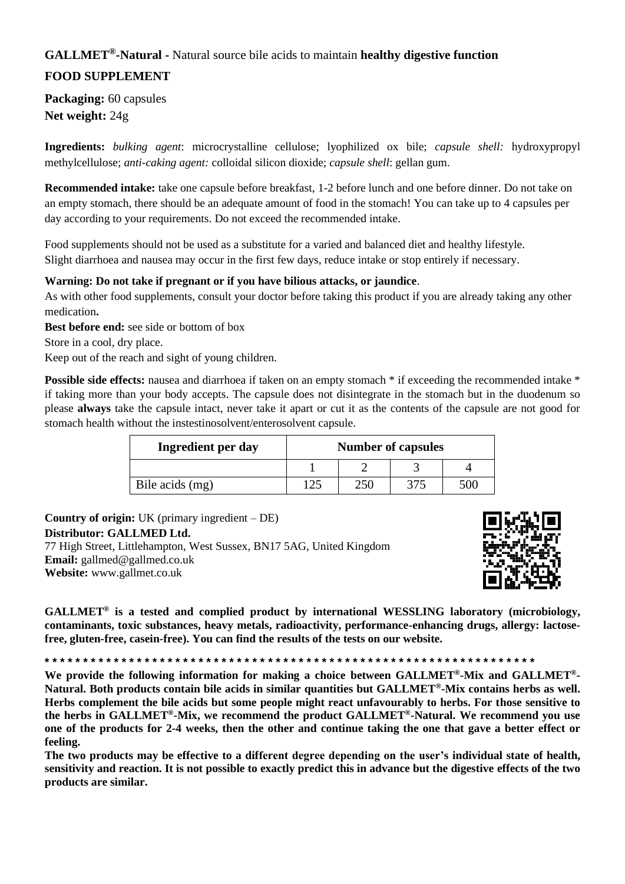**GALLMET®-Natural -** Natural source bile acids to maintain **healthy digestive function**

**FOOD SUPPLEMENT**

**Packaging:** 60 capsules
**Net weight:** 24g

**Ingredients:** *bulking agent*: microcrystalline cellulose; lyophilized ox bile; *capsule shell:* hydroxypropyl methylcellulose; *anti-caking agent:* colloidal silicon dioxide; *capsule shell*: gellan gum.

**Recommended intake:** take one capsule before breakfast, 1-2 before lunch and one before dinner. Do not take on an empty stomach, there should be an adequate amount of food in the stomach! You can take up to 4 capsules per day according to your requirements. Do not exceed the recommended intake.

Food supplements should not be used as a substitute for a varied and balanced diet and healthy lifestyle.
Slight diarrhoea and nausea may occur in the first few days, reduce intake or stop entirely if necessary.

**Warning: Do not take if pregnant or if you have bilious attacks, or jaundice**.
As with other food supplements, consult your doctor before taking this product if you are already taking any other medication**.**
**Best before end:** see side or bottom of box
Store in a cool, dry place.
Keep out of the reach and sight of young children.

**Possible side effects:** nausea and diarrhoea if taken on an empty stomach * if exceeding the recommended intake * if taking more than your body accepts. The capsule does not disintegrate in the stomach but in the duodenum so please **always** take the capsule intact, never take it apart or cut it as the contents of the capsule are not good for stomach health without the instestinosolvent/enterosolvent capsule.

| Ingredient per day | Number of capsules | | | |
|---|---|---|---|---|
| | 1 | 2 | 3 | 4 |
| Bile acids (mg) | 125 | 250 | 375 | 500 |

**Country of origin:** UK (primary ingredient – DE)
**Distributor: GALLMED Ltd.**
77 High Street, Littlehampton, West Sussex, BN17 5AG, United Kingdom
**Email:** gallmed@gallmed.co.uk
**Website:** www.gallmet.co.uk

**GALLMET® is a tested and complied product by international WESSLING laboratory (microbiology, contaminants, toxic substances, heavy metals, radioactivity, performance-enhancing drugs, allergy: lactose-free, gluten-free, casein-free). You can find the results of the tests on our website.**

**\*\*\*\*\*\*\*\*\*\*\*\*\*\*\*\*\*\*\*\*\*\*\*\*\*\*\*\*\*\*\*\*\*\*\*\*\*\*\*\*\*\*\*\*\*\*\*\*\*\*\*\*\*\*\*\*\*\*\*\*\*\*\*\*\*\*\*\*\*\***

**We provide the following information for making a choice between GALLMET®-Mix and GALLMET®-Natural. Both products contain bile acids in similar quantities but GALLMET®-Mix contains herbs as well. Herbs complement the bile acids but some people might react unfavourably to herbs. For those sensitive to the herbs in GALLMET®-Mix, we recommend the product GALLMET®-Natural. We recommend you use one of the products for 2-4 weeks, then the other and continue taking the one that gave a better effect or feeling.**
**The two products may be effective to a different degree depending on the user's individual state of health, sensitivity and reaction. It is not possible to exactly predict this in advance but the digestive effects of the two products are similar.**